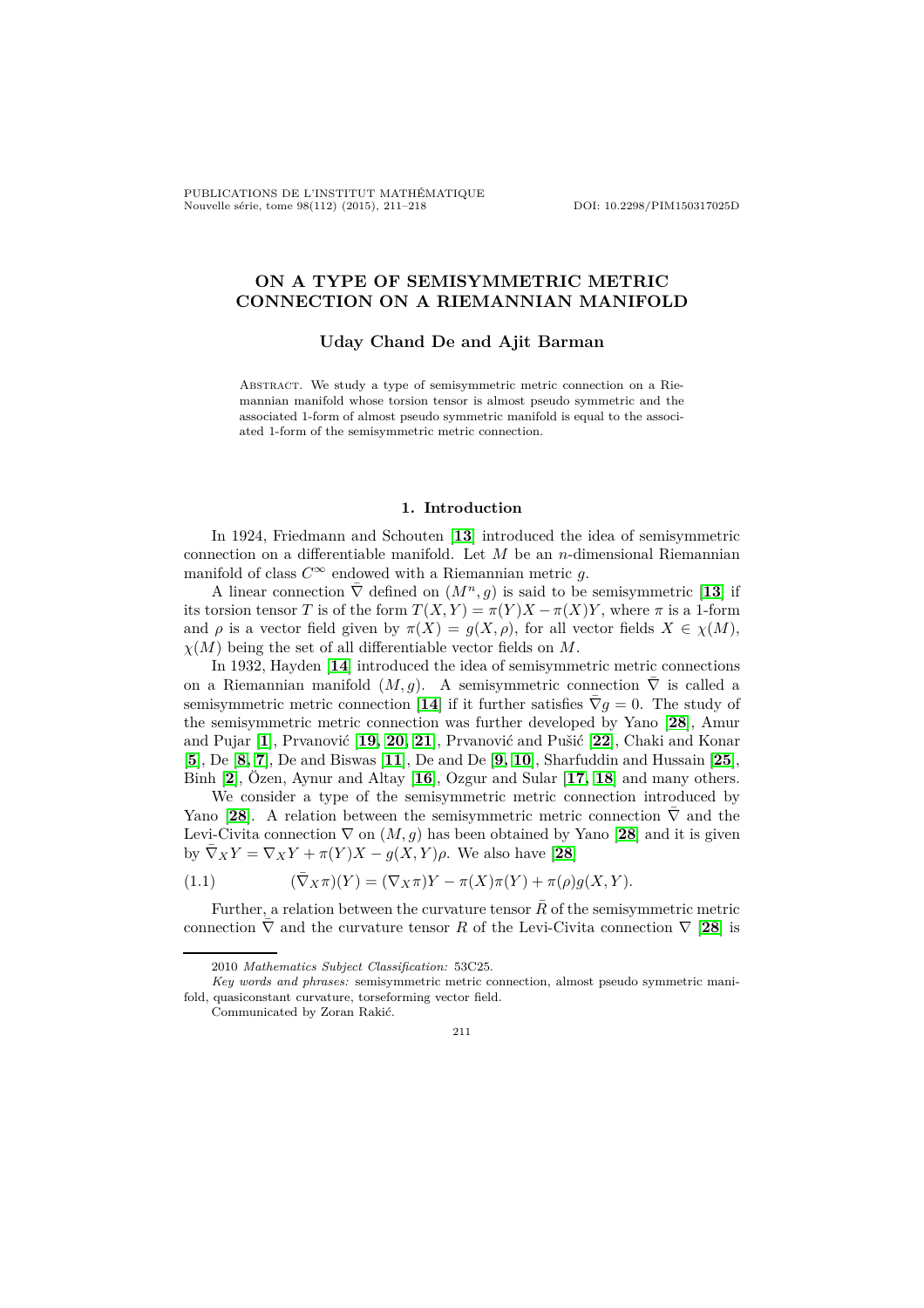# ON A TYPE OF SEMISYMMETRIC METRIC CONNECTION ON A RIEMANNIAN MANIFOLD

**Uday Chand De and Ajit Barman**

Abstract. We study a type of semisymmetric metric connection on a Riemannian manifold whose torsion tensor is almost pseudo symmetric and the associated 1-form of almost pseudo symmetric manifold is equal to the associated 1-form of the semisymmetric metric connection.

## 1. Introduction

In 1924, Friedmann and Schouten [13] introduced the idea of semisymmetric connection on a differentiable manifold. Let $M$ be an $n$-dimensional Riemannian manifold of class $C^\infty$ endowed with a Riemannian metric $g$.

A linear connection $\bar{\nabla}$ defined on $(M^n, g)$ is said to be semisymmetric [13] if its torsion tensor $T$ is of the form $T(X,Y) = \pi(Y)X - \pi(X)Y$, where $\pi$ is a 1-form and $\rho$ is a vector field given by $\pi(X) = g(X, \rho)$, for all vector fields $X \in \chi(M)$, $\chi(M)$ being the set of all differentiable vector fields on $M$.

In 1932, Hayden [14] introduced the idea of semisymmetric metric connections on a Riemannian manifold $(M, g)$. A semisymmetric connection $\bar{\nabla}$ is called a semisymmetric metric connection [14] if it further satisfies $\bar{\nabla} g = 0$. The study of the semisymmetric metric connection was further developed by Yano [28], Amur and Pujar [1], Prvanović [19, 20, 21], Prvanović and Pušić [22], Chaki and Konar [5], De [8, 7], De and Biswas [11], De and De [9, 10], Sharfuddin and Hussain [25], Binh [2], Özen, Aynur and Altay [16], Ozgur and Sular [17, 18] and many others.

We consider a type of the semisymmetric metric connection introduced by Yano [28]. A relation between the semisymmetric metric connection $\bar{\nabla}$ and the Levi-Civita connection $\nabla$ on $(M, g)$ has been obtained by Yano [28] and it is given by $\bar{\nabla}_X Y = \nabla_X Y + \pi(Y)X - g(X,Y)\rho$. We also have [28]

$$(\bar{\nabla}_X \pi)(Y) = (\nabla_X \pi)Y - \pi(X)\pi(Y) + \pi(\rho)g(X,Y). \tag{1.1}$$

Further, a relation between the curvature tensor $\bar{R}$ of the semisymmetric metric connection $\bar{\nabla}$ and the curvature tensor $R$ of the Levi-Civita connection $\nabla$ [28] is

---

2010 *Mathematics Subject Classification:* 53C25.

*Key words and phrases:* semisymmetric metric connection, almost pseudo symmetric manifold, quasiconstant curvature, torseforming vector field.

Communicated by Zoran Rakić.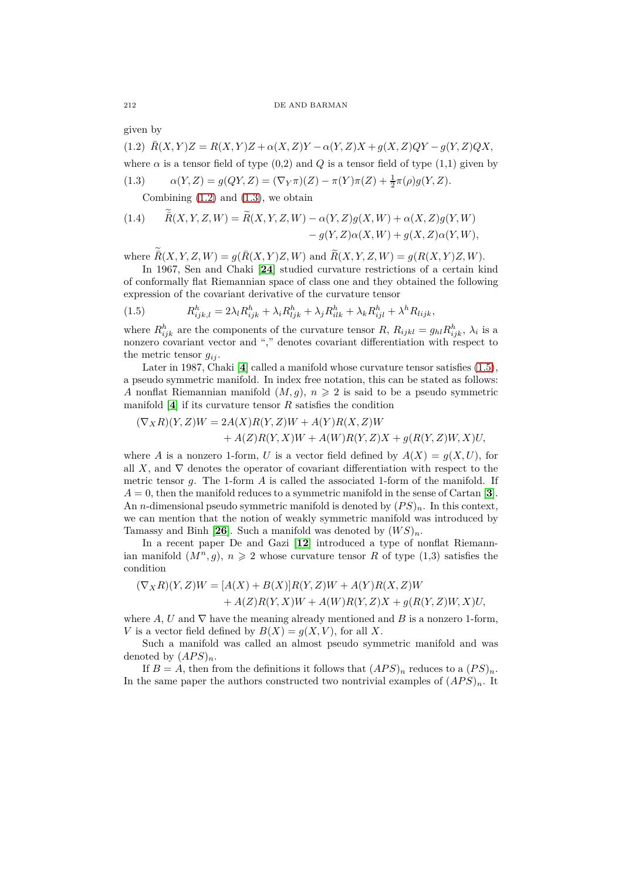given by

$$\bar{R}(X,Y)Z = R(X,Y)Z + \alpha(X,Z)Y - \alpha(Y,Z)X + g(X,Z)QY - g(Y,Z)QX, \tag{1.2}$$

where $\alpha$ is a tensor field of type (0,2) and $Q$ is a tensor field of type (1,1) given by

$$\alpha(Y,Z) = g(QY,Z) = (\nabla_Y \pi)(Z) - \pi(Y)\pi(Z) + \tfrac{1}{2}\pi(\rho)g(Y,Z). \tag{1.3}$$

Combining (1.2) and (1.3), we obtain

$$\begin{aligned} \widetilde{\bar{R}}(X,Y,Z,W) = \widetilde{R}(X,Y,Z,W) &- \alpha(Y,Z)g(X,W) + \alpha(X,Z)g(Y,W) \\ &- g(Y,Z)\alpha(X,W) + g(X,Z)\alpha(Y,W), \end{aligned} \tag{1.4}$$

where $\widetilde{\bar{R}}(X,Y,Z,W) = g(\bar{R}(X,Y)Z,W)$ and $\widetilde{R}(X,Y,Z,W) = g(R(X,Y)Z,W)$.

In 1967, Sen and Chaki [24] studied curvature restrictions of a certain kind of conformally flat Riemannian space of class one and they obtained the following expression of the covariant derivative of the curvature tensor

$$R^h_{ijk,l} = 2\lambda_l R^h_{ijk} + \lambda_i R^h_{ljk} + \lambda_j R^h_{ilk} + \lambda_k R^h_{ijl} + \lambda^h R_{lijk}, \tag{1.5}$$

where $R^h_{ijk}$ are the components of the curvature tensor $R$, $R_{ijkl} = g_{hl}R^h_{ijk}$, $\lambda_i$ is a nonzero covariant vector and "," denotes covariant differentiation with respect to the metric tensor $g_{ij}$.

Later in 1987, Chaki [4] called a manifold whose curvature tensor satisfies (1.5), a pseudo symmetric manifold. In index free notation, this can be stated as follows: $A$ nonflat Riemannian manifold $(M,g)$, $n \geqslant 2$ is said to be a pseudo symmetric manifold [4] if its curvature tensor $R$ satisfies the condition

$$\begin{aligned} (\nabla_X R)(Y,Z)W = 2A(X)R(Y,Z)W &+ A(Y)R(X,Z)W \\ &+ A(Z)R(Y,X)W + A(W)R(Y,Z)X + g(R(Y,Z)W,X)U, \end{aligned}$$

where $A$ is a nonzero 1-form, $U$ is a vector field defined by $A(X) = g(X,U)$, for all $X$, and $\nabla$ denotes the operator of covariant differentiation with respect to the metric tensor $g$. The 1-form $A$ is called the associated 1-form of the manifold. If $A = 0$, then the manifold reduces to a symmetric manifold in the sense of Cartan [3]. An $n$-dimensional pseudo symmetric manifold is denoted by $(PS)_n$. In this context, we can mention that the notion of weakly symmetric manifold was introduced by Tamassy and Binh [26]. Such a manifold was denoted by $(WS)_n$.

In a recent paper De and Gazi [12] introduced a type of nonflat Riemannian manifold $(M^n,g)$, $n \geqslant 2$ whose curvature tensor $R$ of type (1,3) satisfies the condition

$$\begin{aligned} (\nabla_X R)(Y,Z)W = [A(X)+B(X)]R(Y,Z)W &+ A(Y)R(X,Z)W \\ &+ A(Z)R(Y,X)W + A(W)R(Y,Z)X + g(R(Y,Z)W,X)U, \end{aligned}$$

where $A$, $U$ and $\nabla$ have the meaning already mentioned and $B$ is a nonzero 1-form, $V$ is a vector field defined by $B(X) = g(X,V)$, for all $X$.

Such a manifold was called an almost pseudo symmetric manifold and was denoted by $(APS)_n$.

If $B = A$, then from the definitions it follows that $(APS)_n$ reduces to a $(PS)_n$. In the same paper the authors constructed two nontrivial examples of $(APS)_n$. It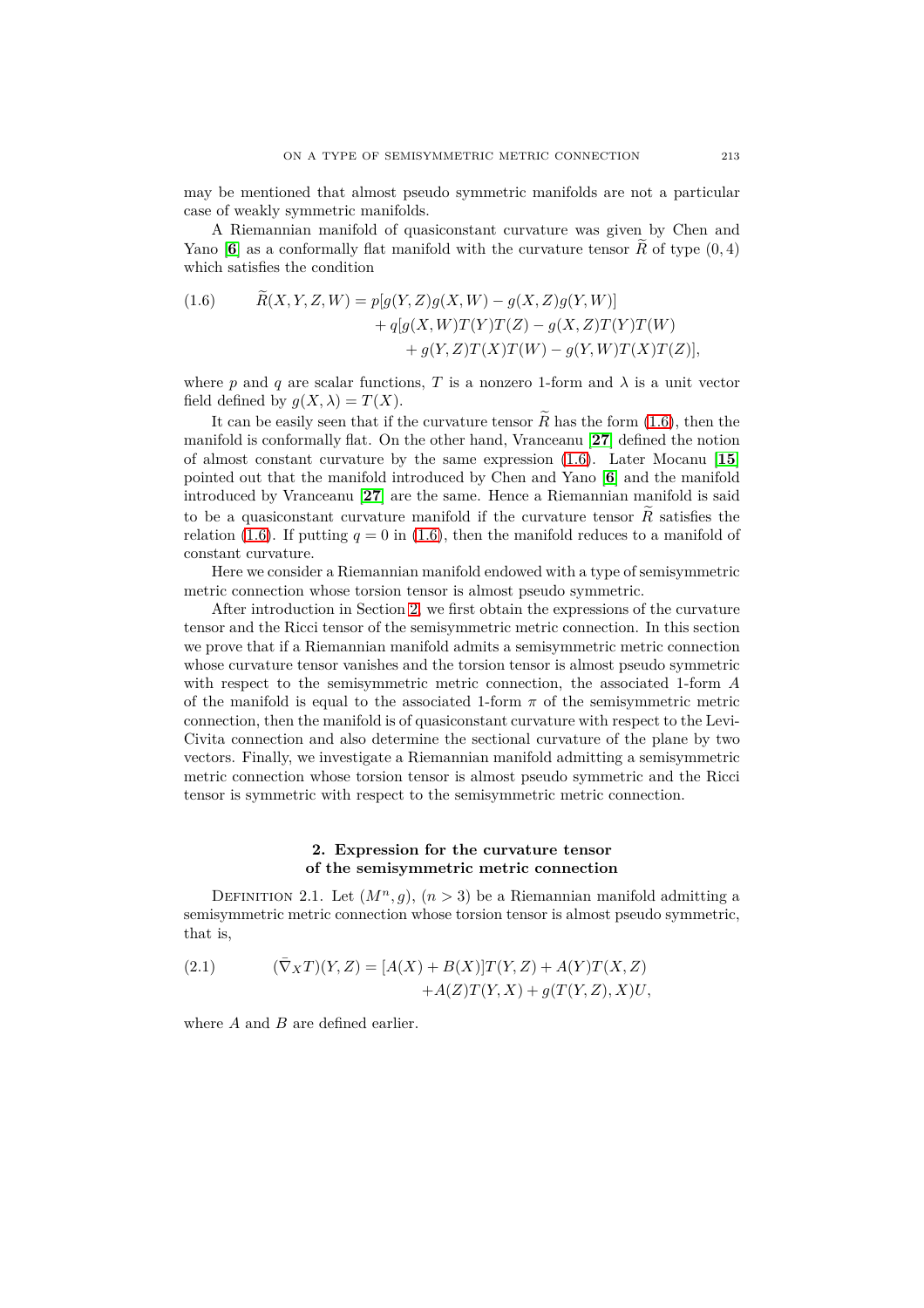may be mentioned that almost pseudo symmetric manifolds are not a particular case of weakly symmetric manifolds.

A Riemannian manifold of quasiconstant curvature was given by Chen and Yano [**6**] as a conformally flat manifold with the curvature tensor $\widetilde{R}$ of type $(0,4)$ which satisfies the condition

$$
\begin{aligned}
\widetilde{R}(X,Y,Z,W) = {} & p[g(Y,Z)g(X,W) - g(X,Z)g(Y,W)] \\
& + q[g(X,W)T(Y)T(Z) - g(X,Z)T(Y)T(W) \\
& + g(Y,Z)T(X)T(W) - g(Y,W)T(X)T(Z)],
\end{aligned}
\tag{1.6}
$$

where $p$ and $q$ are scalar functions, $T$ is a nonzero 1-form and $\lambda$ is a unit vector field defined by $g(X,\lambda) = T(X)$.

It can be easily seen that if the curvature tensor $\widetilde{R}$ has the form (1.6), then the manifold is conformally flat. On the other hand, Vranceanu [**27**] defined the notion of almost constant curvature by the same expression (1.6). Later Mocanu [**15**] pointed out that the manifold introduced by Chen and Yano [**6**] and the manifold introduced by Vranceanu [**27**] are the same. Hence a Riemannian manifold is said to be a quasiconstant curvature manifold if the curvature tensor $\widetilde{R}$ satisfies the relation (1.6). If putting $q = 0$ in (1.6), then the manifold reduces to a manifold of constant curvature.

Here we consider a Riemannian manifold endowed with a type of semisymmetric metric connection whose torsion tensor is almost pseudo symmetric.

After introduction in Section 2, we first obtain the expressions of the curvature tensor and the Ricci tensor of the semisymmetric metric connection. In this section we prove that if a Riemannian manifold admits a semisymmetric metric connection whose curvature tensor vanishes and the torsion tensor is almost pseudo symmetric with respect to the semisymmetric metric connection, the associated 1-form $A$ of the manifold is equal to the associated 1-form $\pi$ of the semisymmetric metric connection, then the manifold is of quasiconstant curvature with respect to the Levi-Civita connection and also determine the sectional curvature of the plane by two vectors. Finally, we investigate a Riemannian manifold admitting a semisymmetric metric connection whose torsion tensor is almost pseudo symmetric and the Ricci tensor is symmetric with respect to the semisymmetric metric connection.

## 2. Expression for the curvature tensor of the semisymmetric metric connection

Definition 2.1. Let $(M^n, g)$, $(n > 3)$ be a Riemannian manifold admitting a semisymmetric metric connection whose torsion tensor is almost pseudo symmetric, that is,

$$
\begin{aligned}
(\bar{\nabla}_X T)(Y,Z) = {} & [A(X) + B(X)]T(Y,Z) + A(Y)T(X,Z) \\
& + A(Z)T(Y,X) + g(T(Y,Z),X)U,
\end{aligned}
\tag{2.1}
$$

where $A$ and $B$ are defined earlier.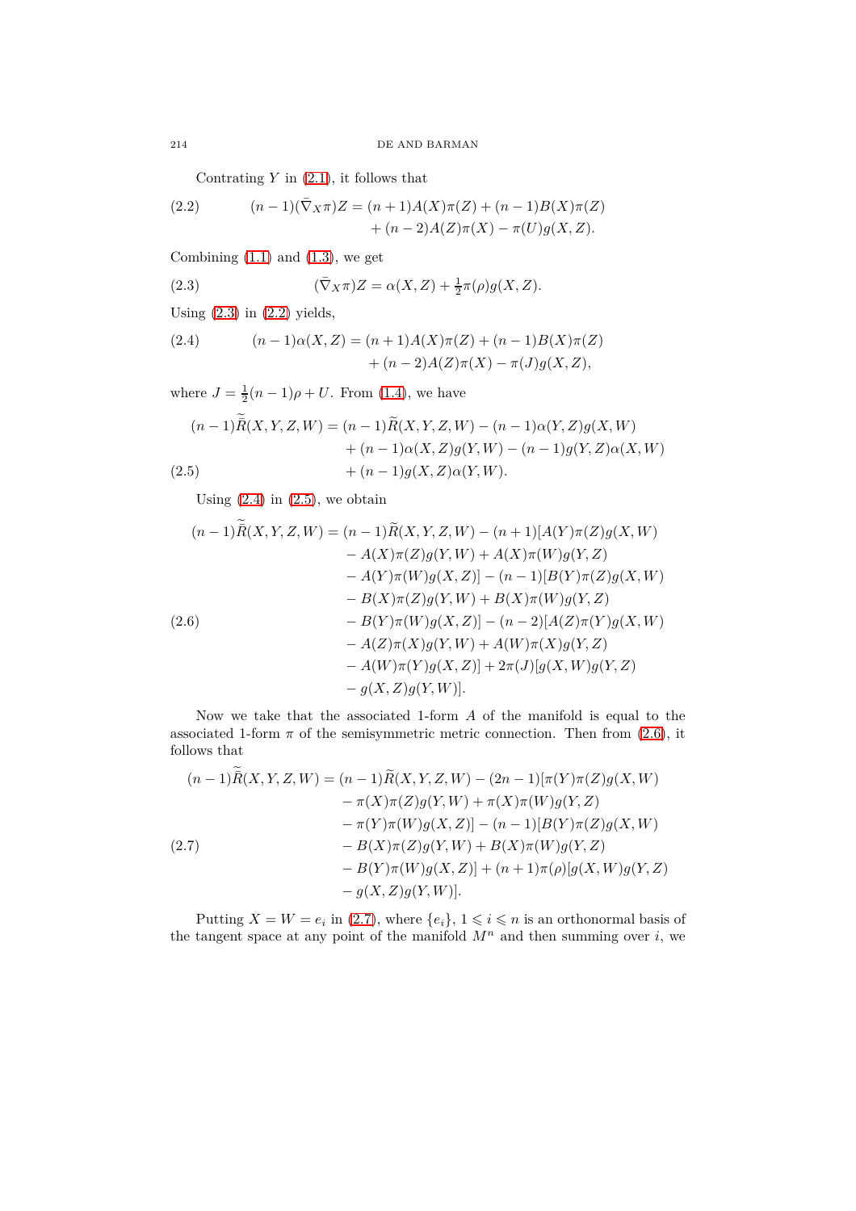Contrating $Y$ in (2.1), it follows that

$$(n-1)(\bar{\nabla}_X \pi)Z = (n+1)A(X)\pi(Z) + (n-1)B(X)\pi(Z) + (n-2)A(Z)\pi(X) - \pi(U)g(X,Z). \tag{2.2}$$

Combining (1.1) and (1.3), we get

$$(\bar{\nabla}_X \pi)Z = \alpha(X,Z) + \tfrac{1}{2}\pi(\rho)g(X,Z). \tag{2.3}$$

Using (2.3) in (2.2) yields,

$$(n-1)\alpha(X,Z) = (n+1)A(X)\pi(Z) + (n-1)B(X)\pi(Z) + (n-2)A(Z)\pi(X) - \pi(J)g(X,Z), \tag{2.4}$$

where $J = \frac{1}{2}(n-1)\rho + U$. From (1.4), we have

$$\begin{aligned}(n-1)\widetilde{\widetilde{R}}(X,Y,Z,W) &= (n-1)\widetilde{R}(X,Y,Z,W) - (n-1)\alpha(Y,Z)g(X,W) \\ &\quad + (n-1)\alpha(X,Z)g(Y,W) - (n-1)g(Y,Z)\alpha(X,W) \\ &\quad + (n-1)g(X,Z)\alpha(Y,W).\end{aligned} \tag{2.5}$$

Using (2.4) in (2.5), we obtain

$$\begin{aligned}(n-1)\widetilde{\widetilde{R}}(X,Y,Z,W) &= (n-1)\widetilde{R}(X,Y,Z,W) - (n+1)[A(Y)\pi(Z)g(X,W) \\ &\quad - A(X)\pi(Z)g(Y,W) + A(X)\pi(W)g(Y,Z) \\ &\quad - A(Y)\pi(W)g(X,Z)] - (n-1)[B(Y)\pi(Z)g(X,W) \\ &\quad - B(X)\pi(Z)g(Y,W) + B(X)\pi(W)g(Y,Z) \\ &\quad - B(Y)\pi(W)g(X,Z)] - (n-2)[A(Z)\pi(Y)g(X,W) \\ &\quad - A(Z)\pi(X)g(Y,W) + A(W)\pi(X)g(Y,Z) \\ &\quad - A(W)\pi(Y)g(X,Z)] + 2\pi(J)[g(X,W)g(Y,Z) \\ &\quad - g(X,Z)g(Y,W)].\end{aligned} \tag{2.6}$$

Now we take that the associated 1-form $A$ of the manifold is equal to the associated 1-form $\pi$ of the semisymmetric metric connection. Then from (2.6), it follows that

$$\begin{aligned}(n-1)\widetilde{\widetilde{R}}(X,Y,Z,W) &= (n-1)\widetilde{R}(X,Y,Z,W) - (2n-1)[\pi(Y)\pi(Z)g(X,W) \\ &\quad - \pi(X)\pi(Z)g(Y,W) + \pi(X)\pi(W)g(Y,Z) \\ &\quad - \pi(Y)\pi(W)g(X,Z)] - (n-1)[B(Y)\pi(Z)g(X,W) \\ &\quad - B(X)\pi(Z)g(Y,W) + B(X)\pi(W)g(Y,Z) \\ &\quad - B(Y)\pi(W)g(X,Z)] + (n+1)\pi(\rho)[g(X,W)g(Y,Z) \\ &\quad - g(X,Z)g(Y,W)].\end{aligned} \tag{2.7}$$

Putting $X = W = e_i$ in (2.7), where $\{e_i\}$, $1 \leqslant i \leqslant n$ is an orthonormal basis of the tangent space at any point of the manifold $M^n$ and then summing over $i$, we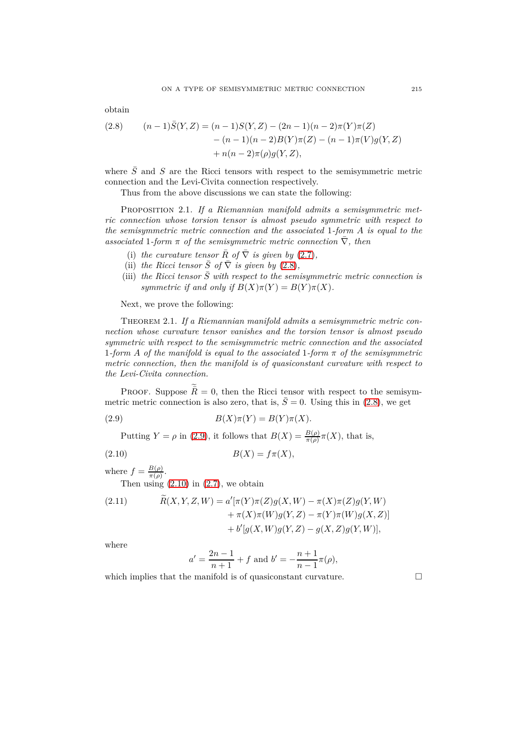obtain

$$
\begin{aligned}
(2.8) \qquad (n-1)\bar{S}(Y,Z) = (n-1)S(Y,Z) &- (2n-1)(n-2)\pi(Y)\pi(Z) \\
&- (n-1)(n-2)B(Y)\pi(Z) - (n-1)\pi(V)g(Y,Z) \\
&+ n(n-2)\pi(\rho)g(Y,Z),
\end{aligned}
$$

where $\bar{S}$ and $S$ are the Ricci tensors with respect to the semisymmetric metric connection and the Levi-Civita connection respectively.

Thus from the above discussions we can state the following:

Proposition 2.1. *If a Riemannian manifold admits a semisymmetric metric connection whose torsion tensor is almost pseudo symmetric with respect to the semisymmetric metric connection and the associated* 1*-form* $A$ *is equal to the associated* 1*-form* $\pi$ *of the semisymmetric metric connection* $\bar{\nabla}$*, then*

(i) *the curvature tensor* $\bar{R}$ *of* $\bar{\nabla}$ *is given by* (2.7)*,*

(ii) *the Ricci tensor* $\bar{S}$ *of* $\bar{\nabla}$ *is given by* (2.8)*,*

(iii) *the Ricci tensor* $\bar{S}$ *with respect to the semisymmetric metric connection is symmetric if and only if* $B(X)\pi(Y) = B(Y)\pi(X)$*.*

Next, we prove the following:

Theorem 2.1. *If a Riemannian manifold admits a semisymmetric metric connection whose curvature tensor vanishes and the torsion tensor is almost pseudo symmetric with respect to the semisymmetric metric connection and the associated* 1*-form* $A$ *of the manifold is equal to the associated* 1*-form* $\pi$ *of the semisymmetric metric connection, then the manifold is of quasiconstant curvature with respect to the Levi-Civita connection.*

Proof. Suppose $\bar{\widetilde{R}} = 0$, then the Ricci tensor with respect to the semisymmetric metric connection is also zero, that is, $\bar{S} = 0$. Using this in (2.8), we get

$$
(2.9) \qquad B(X)\pi(Y) = B(Y)\pi(X).
$$

Putting $Y = \rho$ in (2.9), it follows that $B(X) = \frac{B(\rho)}{\pi(\rho)}\pi(X)$, that is,

$$
(2.10) \qquad B(X) = f\pi(X),
$$

where $f = \frac{B(\rho)}{\pi(\rho)}$.

Then using (2.10) in (2.7), we obtain

$$
\begin{aligned}
(2.11) \qquad \widetilde{R}(X,Y,Z,W) = a'[&\pi(Y)\pi(Z)g(X,W) - \pi(X)\pi(Z)g(Y,W) \\
&+ \pi(X)\pi(W)g(Y,Z) - \pi(Y)\pi(W)g(X,Z)] \\
&+ b'[g(X,W)g(Y,Z) - g(X,Z)g(Y,W)],
\end{aligned}
$$

where

$$
a' = \frac{2n-1}{n+1} + f \text{ and } b' = -\frac{n+1}{n-1}\pi(\rho),
$$

which implies that the manifold is of quasiconstant curvature. $\square$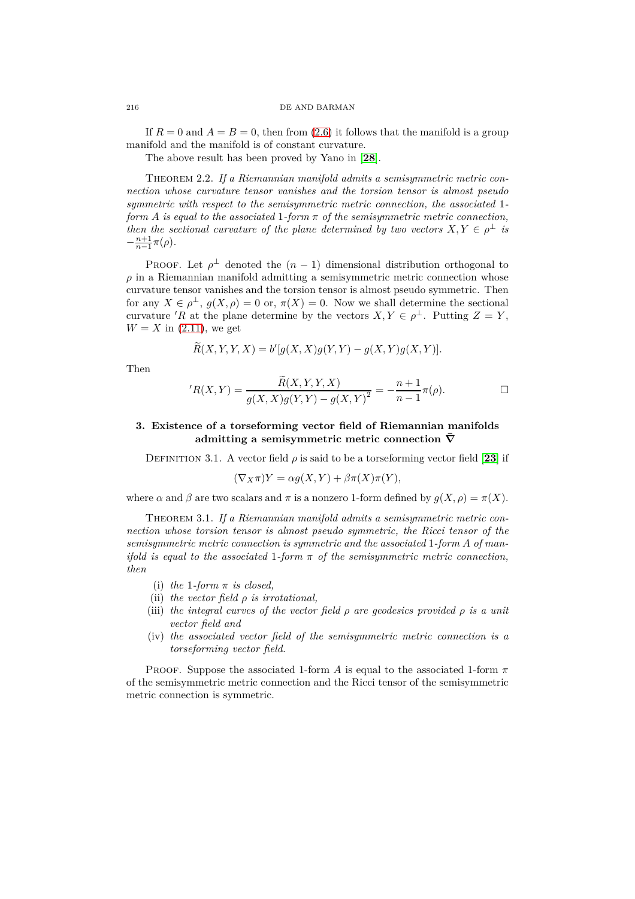If $R = 0$ and $A = B = 0$, then from (2.6) it follows that the manifold is a group manifold and the manifold is of constant curvature.

The above result has been proved by Yano in [**28**].

Theorem 2.2. *If a Riemannian manifold admits a semisymmetric metric connection whose curvature tensor vanishes and the torsion tensor is almost pseudo symmetric with respect to the semisymmetric metric connection, the associated 1-form $A$ is equal to the associated 1-form $\pi$ of the semisymmetric metric connection, then the sectional curvature of the plane determined by two vectors $X, Y \in \rho^{\perp}$ is $-\frac{n+1}{n-1}\pi(\rho)$.*

Proof. Let $\rho^{\perp}$ denoted the $(n-1)$ dimensional distribution orthogonal to $\rho$ in a Riemannian manifold admitting a semisymmetric metric connection whose curvature tensor vanishes and the torsion tensor is almost pseudo symmetric. Then for any $X \in \rho^{\perp}$, $g(X, \rho) = 0$ or, $\pi(X) = 0$. Now we shall determine the sectional curvature $'R$ at the plane determine by the vectors $X, Y \in \rho^{\perp}$. Putting $Z = Y$, $W = X$ in (2.11), we get

$$\widetilde{R}(X, Y, Y, X) = b'[g(X, X)g(Y, Y) - g(X, Y)g(X, Y)].$$

Then

$$'R(X, Y) = \frac{\widetilde{R}(X, Y, Y, X)}{g(X, X)g(Y, Y) - g(X, Y)^2} = -\frac{n+1}{n-1}\pi(\rho). \qquad \square$$

## 3. Existence of a torseforming vector field of Riemannian manifolds admitting a semisymmetric metric connection $\bar{\nabla}$

Definition 3.1. A vector field $\rho$ is said to be a torseforming vector field [**23**] if

$$(\nabla_X \pi)Y = \alpha g(X, Y) + \beta \pi(X)\pi(Y),$$

where $\alpha$ and $\beta$ are two scalars and $\pi$ is a nonzero 1-form defined by $g(X, \rho) = \pi(X)$.

Theorem 3.1. *If a Riemannian manifold admits a semisymmetric metric connection whose torsion tensor is almost pseudo symmetric, the Ricci tensor of the semisymmetric metric connection is symmetric and the associated 1-form $A$ of manifold is equal to the associated 1-form $\pi$ of the semisymmetric metric connection, then*

(i) *the 1-form $\pi$ is closed,*
(ii) *the vector field $\rho$ is irrotational,*
(iii) *the integral curves of the vector field $\rho$ are geodesics provided $\rho$ is a unit vector field and*
(iv) *the associated vector field of the semisymmetric metric connection is a torseforming vector field.*

Proof. Suppose the associated 1-form $A$ is equal to the associated 1-form $\pi$ of the semisymmetric metric connection and the Ricci tensor of the semisymmetric metric connection is symmetric.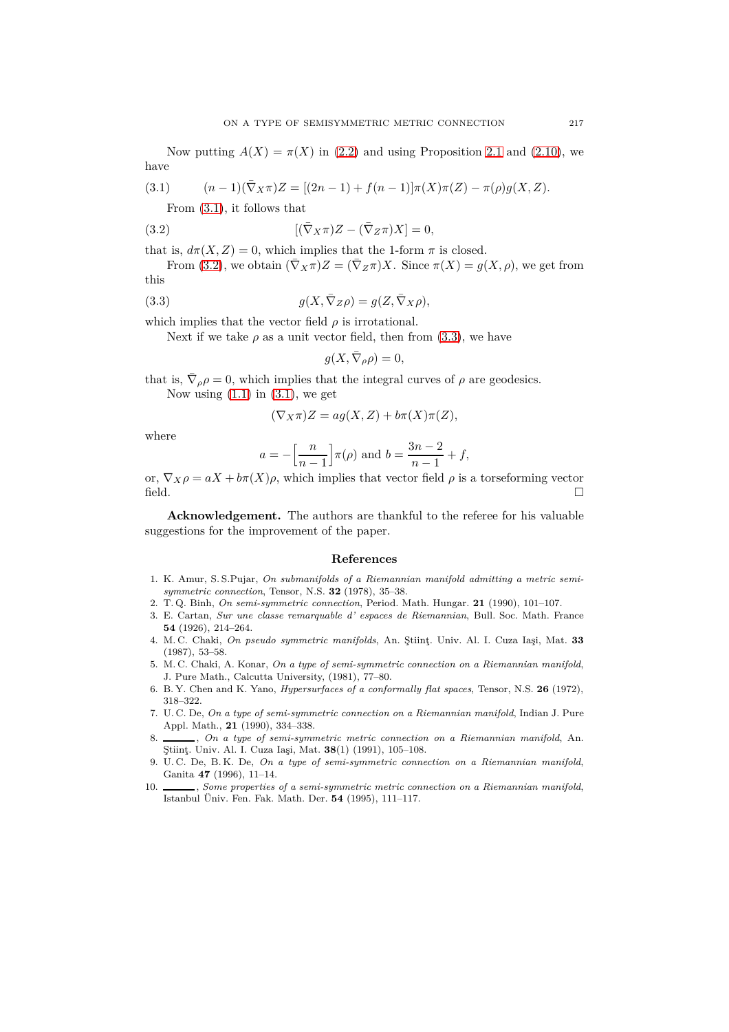Now putting $A(X) = \pi(X)$ in (2.2) and using Proposition 2.1 and (2.10), we have

$$(n-1)(\bar{\nabla}_X \pi)Z = [(2n-1) + f(n-1)]\pi(X)\pi(Z) - \pi(\rho)g(X,Z). \tag{3.1}$$

From (3.1), it follows that

$$[(\bar{\nabla}_X \pi)Z - (\bar{\nabla}_Z \pi)X] = 0, \tag{3.2}$$

that is, $d\pi(X,Z) = 0$, which implies that the 1-form $\pi$ is closed.

From (3.2), we obtain $(\bar{\nabla}_X \pi)Z = (\bar{\nabla}_Z \pi)X$. Since $\pi(X) = g(X,\rho)$, we get from this

$$g(X, \bar{\nabla}_Z \rho) = g(Z, \bar{\nabla}_X \rho), \tag{3.3}$$

which implies that the vector field $\rho$ is irrotational.

Next if we take $\rho$ as a unit vector field, then from (3.3), we have

$$g(X, \bar{\nabla}_\rho \rho) = 0,$$

that is, $\bar{\nabla}_\rho \rho = 0$, which implies that the integral curves of $\rho$ are geodesics.

Now using (1.1) in (3.1), we get

$$(\nabla_X \pi)Z = ag(X,Z) + b\pi(X)\pi(Z),$$

where

$$a = -\Big[\frac{n}{n-1}\Big]\pi(\rho) \text{ and } b = \frac{3n-2}{n-1} + f,$$

or, $\nabla_X \rho = aX + b\pi(X)\rho$, which implies that vector field $\rho$ is a torseforming vector field. □

**Acknowledgement.** The authors are thankful to the referee for his valuable suggestions for the improvement of the paper.

## References

1. K. Amur, S. S. Pujar, *On submanifolds of a Riemannian manifold admitting a metric semi-symmetric connection*, Tensor, N.S. **32** (1978), 35–38.
2. T. Q. Binh, *On semi-symmetric connection*, Period. Math. Hungar. **21** (1990), 101–107.
3. E. Cartan, *Sur une classe remarquable d' espaces de Riemannian*, Bull. Soc. Math. France **54** (1926), 214–264.
4. M. C. Chaki, *On pseudo symmetric manifolds*, An. Ştiinţ. Univ. Al. I. Cuza Iaşi, Mat. **33** (1987), 53–58.
5. M. C. Chaki, A. Konar, *On a type of semi-symmetric connection on a Riemannian manifold*, J. Pure Math., Calcutta University, (1981), 77–80.
6. B. Y. Chen and K. Yano, *Hypersurfaces of a conformally flat spaces*, Tensor, N.S. **26** (1972), 318–322.
7. U. C. De, *On a type of semi-symmetric connection on a Riemannian manifold*, Indian J. Pure Appl. Math., **21** (1990), 334–338.
8. ______, *On a type of semi-symmetric metric connection on a Riemannian manifold*, An. Ştiinţ. Univ. Al. I. Cuza Iaşi, Mat. **38**(1) (1991), 105–108.
9. U. C. De, B. K. De, *On a type of semi-symmetric connection on a Riemannian manifold*, Ganita **47** (1996), 11–14.
10. ______, *Some properties of a semi-symmetric metric connection on a Riemannian manifold*, Istanbul Üniv. Fen. Fak. Math. Der. **54** (1995), 111–117.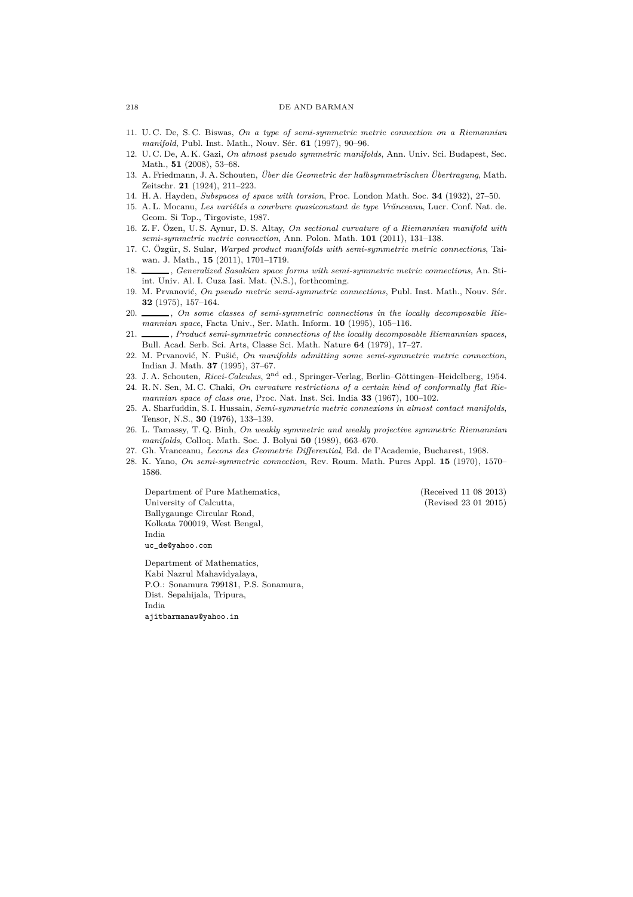11. U. C. De, S. C. Biswas, *On a type of semi-symmetric metric connection on a Riemannian manifold*, Publ. Inst. Math., Nouv. Sér. **61** (1997), 90–96.
12. U. C. De, A. K. Gazi, *On almost pseudo symmetric manifolds*, Ann. Univ. Sci. Budapest, Sec. Math., **51** (2008), 53–68.
13. A. Friedmann, J. A. Schouten, *Über die Geometric der halbsymmetrischen Übertragung*, Math. Zeitschr. **21** (1924), 211–223.
14. H. A. Hayden, *Subspaces of space with torsion*, Proc. London Math. Soc. **34** (1932), 27–50.
15. A. L. Mocanu, *Les variétés a courbure quasiconstant de type Vrănceanu*, Lucr. Conf. Nat. de. Geom. Si Top., Tirgoviste, 1987.
16. Z. F. Özen, U. S. Aynur, D. S. Altay, *On sectional curvature of a Riemannian manifold with semi-symmetric metric connection*, Ann. Polon. Math. **101** (2011), 131–138.
17. C. Özgür, S. Sular, *Warped product manifolds with semi-symmetric metric connections*, Taiwan. J. Math., **15** (2011), 1701–1719.
18. ______, *Generalized Sasakian space forms with semi-symmetric metric connections*, An. Stiint. Univ. Al. I. Cuza Iasi. Mat. (N.S.), forthcoming.
19. M. Prvanović, *On pseudo metric semi-symmetric connections*, Publ. Inst. Math., Nouv. Sér. **32** (1975), 157–164.
20. ______, *On some classes of semi-symmetric connections in the locally decomposable Riemannian space*, Facta Univ., Ser. Math. Inform. **10** (1995), 105–116.
21. ______, *Product semi-symmetric connections of the locally decomposable Riemannian spaces*, Bull. Acad. Serb. Sci. Arts, Classe Sci. Math. Nature **64** (1979), 17–27.
22. M. Prvanović, N. Pušić, *On manifolds admitting some semi-symmetric metric connection*, Indian J. Math. **37** (1995), 37–67.
23. J. A. Schouten, *Ricci-Calculus*, 2nd ed., Springer-Verlag, Berlin–Göttingen–Heidelberg, 1954.
24. R. N. Sen, M. C. Chaki, *On curvature restrictions of a certain kind of conformally flat Riemannian space of class one*, Proc. Nat. Inst. Sci. India **33** (1967), 100–102.
25. A. Sharfuddin, S. I. Hussain, *Semi-symmetric metric connexions in almost contact manifolds*, Tensor, N.S., **30** (1976), 133–139.
26. L. Tamassy, T. Q. Binh, *On weakly symmetric and weakly projective symmetric Riemannian manifolds*, Colloq. Math. Soc. J. Bolyai **50** (1989), 663–670.
27. Gh. Vranceanu, *Lecons des Geometrie Differential*, Ed. de I'Academie, Bucharest, 1968.
28. K. Yano, *On semi-symmetric connection*, Rev. Roum. Math. Pures Appl. **15** (1970), 1570–1586.

Department of Pure Mathematics,
University of Calcutta,
Ballygaunge Circular Road,
Kolkata 700019, West Bengal,
India
uc_de@yahoo.com

(Received 11 08 2013)
(Revised 23 01 2015)

Department of Mathematics,
Kabi Nazrul Mahavidyalaya,
P.O.: Sonamura 799181, P.S. Sonamura,
Dist. Sepahijala, Tripura,
India
ajitbarmanaw@yahoo.in